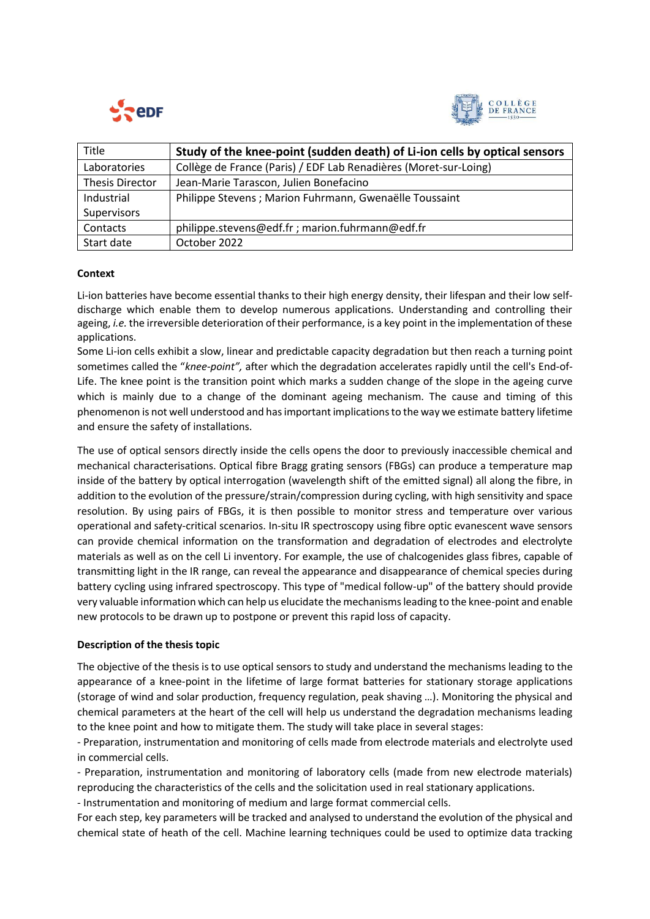| Title | **Study of the knee-point (sudden death) of Li-ion cells by optical sensors** |
| --- | --- |
| Laboratories | Collège de France (Paris) / EDF Lab Renadières (Moret-sur-Loing) |
| Thesis Director | Jean-Marie Tarascon, Julien Bonefacino |
| Industrial Supervisors | Philippe Stevens ; Marion Fuhrmann, Gwenaëlle Toussaint |
| Contacts | philippe.stevens@edf.fr ; marion.fuhrmann@edf.fr |
| Start date | October 2022 |

**Context**

Li-ion batteries have become essential thanks to their high energy density, their lifespan and their low self-discharge which enable them to develop numerous applications. Understanding and controlling their ageing, *i.e.* the irreversible deterioration of their performance, is a key point in the implementation of these applications.
Some Li-ion cells exhibit a slow, linear and predictable capacity degradation but then reach a turning point sometimes called the "*knee-point",* after which the degradation accelerates rapidly until the cell's End-of-Life. The knee point is the transition point which marks a sudden change of the slope in the ageing curve which is mainly due to a change of the dominant ageing mechanism. The cause and timing of this phenomenon is not well understood and has important implications to the way we estimate battery lifetime and ensure the safety of installations.

The use of optical sensors directly inside the cells opens the door to previously inaccessible chemical and mechanical characterisations. Optical fibre Bragg grating sensors (FBGs) can produce a temperature map inside of the battery by optical interrogation (wavelength shift of the emitted signal) all along the fibre, in addition to the evolution of the pressure/strain/compression during cycling, with high sensitivity and space resolution. By using pairs of FBGs, it is then possible to monitor stress and temperature over various operational and safety-critical scenarios. In-situ IR spectroscopy using fibre optic evanescent wave sensors can provide chemical information on the transformation and degradation of electrodes and electrolyte materials as well as on the cell Li inventory. For example, the use of chalcogenides glass fibres, capable of transmitting light in the IR range, can reveal the appearance and disappearance of chemical species during battery cycling using infrared spectroscopy. This type of "medical follow-up" of the battery should provide very valuable information which can help us elucidate the mechanisms leading to the knee-point and enable new protocols to be drawn up to postpone or prevent this rapid loss of capacity.

**Description of the thesis topic**

The objective of the thesis is to use optical sensors to study and understand the mechanisms leading to the appearance of a knee-point in the lifetime of large format batteries for stationary storage applications (storage of wind and solar production, frequency regulation, peak shaving …). Monitoring the physical and chemical parameters at the heart of the cell will help us understand the degradation mechanisms leading to the knee point and how to mitigate them. The study will take place in several stages:
- Preparation, instrumentation and monitoring of cells made from electrode materials and electrolyte used in commercial cells.
- Preparation, instrumentation and monitoring of laboratory cells (made from new electrode materials) reproducing the characteristics of the cells and the solicitation used in real stationary applications.
- Instrumentation and monitoring of medium and large format commercial cells.
For each step, key parameters will be tracked and analysed to understand the evolution of the physical and chemical state of heath of the cell. Machine learning techniques could be used to optimize data tracking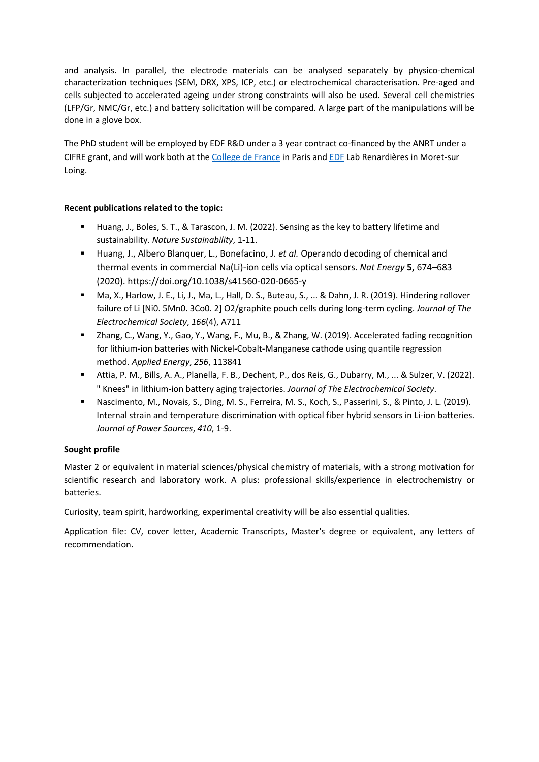and analysis. In parallel, the electrode materials can be analysed separately by physico-chemical characterization techniques (SEM, DRX, XPS, ICP, etc.) or electrochemical characterisation. Pre-aged and cells subjected to accelerated ageing under strong constraints will also be used. Several cell chemistries (LFP/Gr, NMC/Gr, etc.) and battery solicitation will be compared. A large part of the manipulations will be done in a glove box.

The PhD student will be employed by EDF R&D under a 3 year contract co-financed by the ANRT under a CIFRE grant, and will work both at the College de France in Paris and EDF Lab Renardières in Moret-sur Loing.

**Recent publications related to the topic:**

- Huang, J., Boles, S. T., & Tarascon, J. M. (2022). Sensing as the key to battery lifetime and sustainability. *Nature Sustainability*, 1-11.
- Huang, J., Albero Blanquer, L., Bonefacino, J. *et al.* Operando decoding of chemical and thermal events in commercial Na(Li)-ion cells via optical sensors. *Nat Energy* **5,** 674–683 (2020). https://doi.org/10.1038/s41560-020-0665-y
- Ma, X., Harlow, J. E., Li, J., Ma, L., Hall, D. S., Buteau, S., ... & Dahn, J. R. (2019). Hindering rollover failure of Li [Ni0. 5Mn0. 3Co0. 2] O2/graphite pouch cells during long-term cycling. *Journal of The Electrochemical Society*, *166*(4), A711
- Zhang, C., Wang, Y., Gao, Y., Wang, F., Mu, B., & Zhang, W. (2019). Accelerated fading recognition for lithium-ion batteries with Nickel-Cobalt-Manganese cathode using quantile regression method. *Applied Energy*, *256*, 113841
- Attia, P. M., Bills, A. A., Planella, F. B., Dechent, P., dos Reis, G., Dubarry, M., ... & Sulzer, V. (2022). " Knees" in lithium-ion battery aging trajectories. *Journal of The Electrochemical Society*.
- Nascimento, M., Novais, S., Ding, M. S., Ferreira, M. S., Koch, S., Passerini, S., & Pinto, J. L. (2019). Internal strain and temperature discrimination with optical fiber hybrid sensors in Li-ion batteries. *Journal of Power Sources*, *410*, 1-9.

**Sought profile**

Master 2 or equivalent in material sciences/physical chemistry of materials, with a strong motivation for scientific research and laboratory work. A plus: professional skills/experience in electrochemistry or batteries.

Curiosity, team spirit, hardworking, experimental creativity will be also essential qualities.

Application file: CV, cover letter, Academic Transcripts, Master's degree or equivalent, any letters of recommendation.